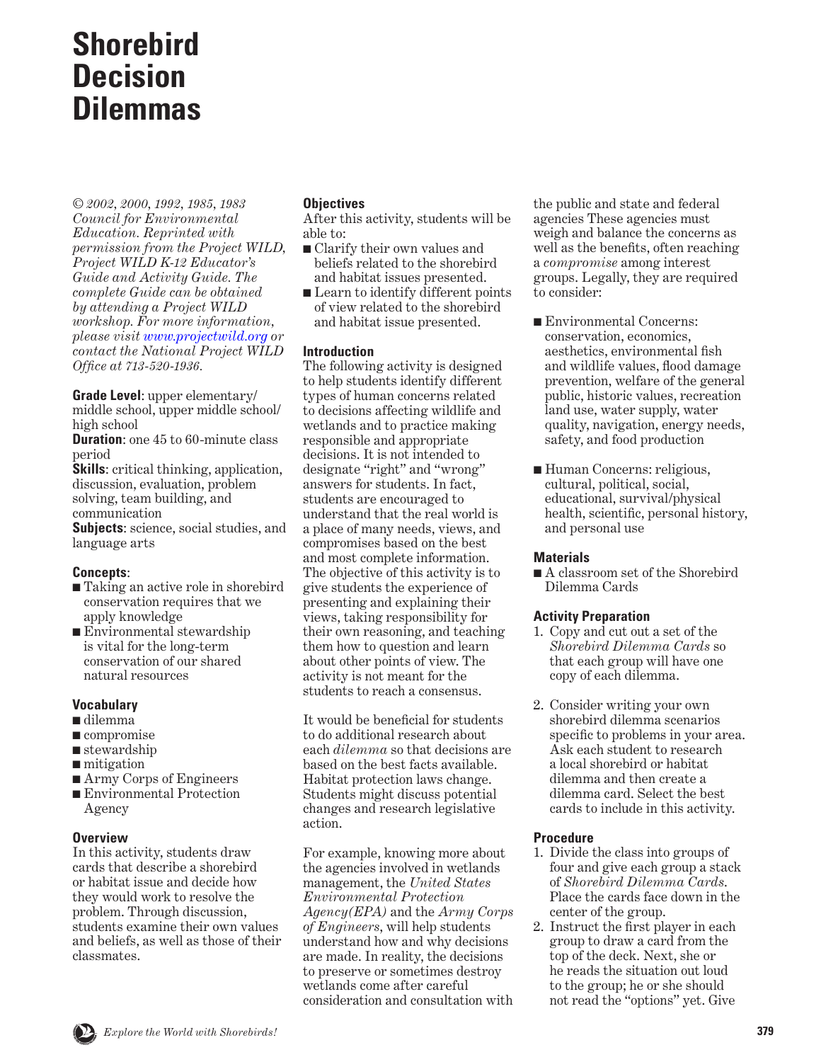# Shorebird Decision Dilemmas

*© 2002, 2000, 1992, 1985, 1983 Council for Environmental Education. Reprinted with permission from the Project WILD, Project WILD K-12 Educator's Guide and Activity Guide. The complete Guide can be obtained by attending a Project WILD workshop. For more information, please visit www.projectwild.org or contact the National Project WILD Office at 713-520-1936.*

**Grade Level**: upper elementary/ middle school, upper middle school/ high school
**Duration**: one 45 to 60-minute class period
**Skills**: critical thinking, application, discussion, evaluation, problem solving, team building, and communication
**Subjects**: science, social studies, and language arts

### Concepts:

- Taking an active role in shorebird conservation requires that we apply knowledge
- Environmental stewardship is vital for the long-term conservation of our shared natural resources

### Vocabulary

- dilemma
- compromise
- stewardship
- mitigation
- Army Corps of Engineers
- Environmental Protection Agency

### Overview

In this activity, students draw cards that describe a shorebird or habitat issue and decide how they would work to resolve the problem. Through discussion, students examine their own values and beliefs, as well as those of their classmates.

### Objectives

After this activity, students will be able to:

- Clarify their own values and beliefs related to the shorebird and habitat issues presented.
- Learn to identify different points of view related to the shorebird and habitat issue presented.

### Introduction

The following activity is designed to help students identify different types of human concerns related to decisions affecting wildlife and wetlands and to practice making responsible and appropriate decisions. It is not intended to designate "right" and "wrong" answers for students. In fact, students are encouraged to understand that the real world is a place of many needs, views, and compromises based on the best and most complete information. The objective of this activity is to give students the experience of presenting and explaining their views, taking responsibility for their own reasoning, and teaching them how to question and learn about other points of view. The activity is not meant for the students to reach a consensus.

It would be beneficial for students to do additional research about each *dilemma* so that decisions are based on the best facts available. Habitat protection laws change. Students might discuss potential changes and research legislative action.

For example, knowing more about the agencies involved in wetlands management, the *United States Environmental Protection Agency(EPA)* and the *Army Corps of Engineers*, will help students understand how and why decisions are made. In reality, the decisions to preserve or sometimes destroy wetlands come after careful consideration and consultation with the public and state and federal agencies These agencies must weigh and balance the concerns as well as the benefits, often reaching a *compromise* among interest groups. Legally, they are required to consider:

- Environmental Concerns: conservation, economics, aesthetics, environmental fish and wildlife values, flood damage prevention, welfare of the general public, historic values, recreation land use, water supply, water quality, navigation, energy needs, safety, and food production

- Human Concerns: religious, cultural, political, social, educational, survival/physical health, scientific, personal history, and personal use

### Materials

- A classroom set of the Shorebird Dilemma Cards

### Activity Preparation

1. Copy and cut out a set of the *Shorebird Dilemma Cards* so that each group will have one copy of each dilemma.

2. Consider writing your own shorebird dilemma scenarios specific to problems in your area. Ask each student to research a local shorebird or habitat dilemma and then create a dilemma card. Select the best cards to include in this activity.

### Procedure

1. Divide the class into groups of four and give each group a stack of *Shorebird Dilemma Cards.* Place the cards face down in the center of the group.
2. Instruct the first player in each group to draw a card from the top of the deck. Next, she or he reads the situation out loud to the group; he or she should not read the "options" yet. Give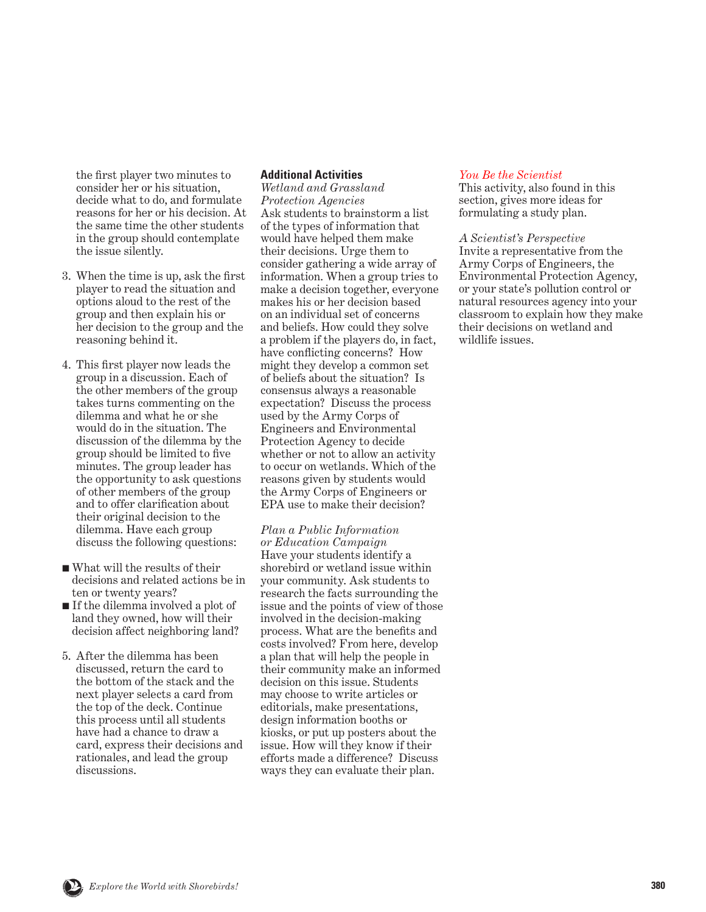the first player two minutes to consider her or his situation, decide what to do, and formulate reasons for her or his decision. At the same time the other students in the group should contemplate the issue silently.

3. When the time is up, ask the first player to read the situation and options aloud to the rest of the group and then explain his or her decision to the group and the reasoning behind it.

4. This first player now leads the group in a discussion. Each of the other members of the group takes turns commenting on the dilemma and what he or she would do in the situation. The discussion of the dilemma by the group should be limited to five minutes. The group leader has the opportunity to ask questions of other members of the group and to offer clarification about their original decision to the dilemma. Have each group discuss the following questions:

- What will the results of their decisions and related actions be in ten or twenty years?
- If the dilemma involved a plot of land they owned, how will their decision affect neighboring land?

5. After the dilemma has been discussed, return the card to the bottom of the stack and the next player selects a card from the top of the deck. Continue this process until all students have had a chance to draw a card, express their decisions and rationales, and lead the group discussions.

## Additional Activities

*Wetland and Grassland Protection Agencies*
Ask students to brainstorm a list of the types of information that would have helped them make their decisions. Urge them to consider gathering a wide array of information. When a group tries to make a decision together, everyone makes his or her decision based on an individual set of concerns and beliefs. How could they solve a problem if the players do, in fact, have conflicting concerns? How might they develop a common set of beliefs about the situation? Is consensus always a reasonable expectation? Discuss the process used by the Army Corps of Engineers and Environmental Protection Agency to decide whether or not to allow an activity to occur on wetlands. Which of the reasons given by students would the Army Corps of Engineers or EPA use to make their decision?

*Plan a Public Information or Education Campaign*
Have your students identify a shorebird or wetland issue within your community. Ask students to research the facts surrounding the issue and the points of view of those involved in the decision-making process. What are the benefits and costs involved? From here, develop a plan that will help the people in their community make an informed decision on this issue. Students may choose to write articles or editorials, make presentations, design information booths or kiosks, or put up posters about the issue. How will they know if their efforts made a difference? Discuss ways they can evaluate their plan.

*You Be the Scientist*
This activity, also found in this section, gives more ideas for formulating a study plan.

*A Scientist's Perspective*
Invite a representative from the Army Corps of Engineers, the Environmental Protection Agency, or your state's pollution control or natural resources agency into your classroom to explain how they make their decisions on wetland and wildlife issues.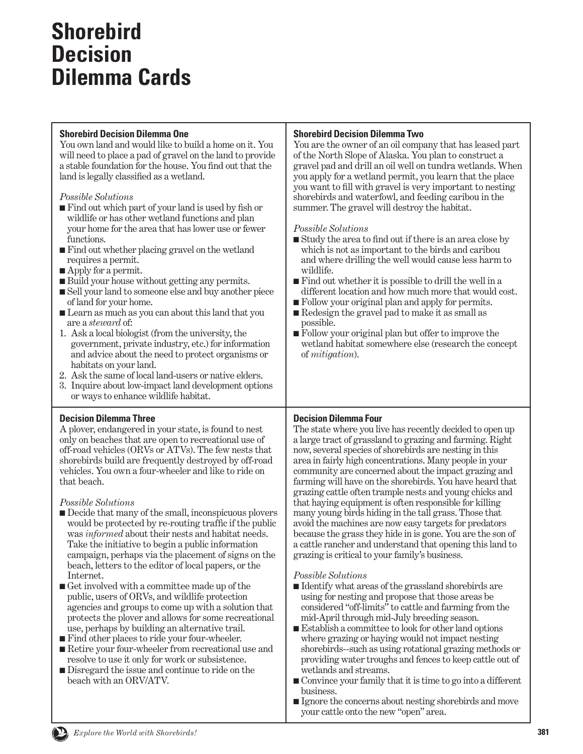# Shorebird Decision Dilemma Cards

### Shorebird Decision Dilemma One

You own land and would like to build a home on it. You will need to place a pad of gravel on the land to provide a stable foundation for the house. You find out that the land is legally classified as a wetland.

*Possible Solutions*

- Find out which part of your land is used by fish or wildlife or has other wetland functions and plan your home for the area that has lower use or fewer functions.
- Find out whether placing gravel on the wetland requires a permit.
- Apply for a permit.
- Build your house without getting any permits.
- Sell your land to someone else and buy another piece of land for your home.
- Learn as much as you can about this land that you are a *steward* of:
  1. Ask a local biologist (from the university, the government, private industry, etc.) for information and advice about the need to protect organisms or habitats on your land.
  2. Ask the same of local land-users or native elders.
  3. Inquire about low-impact land development options or ways to enhance wildlife habitat.

### Shorebird Decision Dilemma Two

You are the owner of an oil company that has leased part of the North Slope of Alaska. You plan to construct a gravel pad and drill an oil well on tundra wetlands. When you apply for a wetland permit, you learn that the place you want to fill with gravel is very important to nesting shorebirds and waterfowl, and feeding caribou in the summer. The gravel will destroy the habitat.

*Possible Solutions*

- Study the area to find out if there is an area close by which is not as important to the birds and caribou and where drilling the well would cause less harm to wildlife.
- Find out whether it is possible to drill the well in a different location and how much more that would cost.
- Follow your original plan and apply for permits.
- Redesign the gravel pad to make it as small as possible.
- Follow your original plan but offer to improve the wetland habitat somewhere else (research the concept of *mitigation*).

### Decision Dilemma Three

A plover, endangered in your state, is found to nest only on beaches that are open to recreational use of off-road vehicles (ORVs or ATVs). The few nests that shorebirds build are frequently destroyed by off-road vehicles. You own a four-wheeler and like to ride on that beach.

*Possible Solutions*

- Decide that many of the small, inconspicuous plovers would be protected by re-routing traffic if the public was *informed* about their nests and habitat needs. Take the initiative to begin a public information campaign, perhaps via the placement of signs on the beach, letters to the editor of local papers, or the Internet.
- Get involved with a committee made up of the public, users of ORVs, and wildlife protection agencies and groups to come up with a solution that protects the plover and allows for some recreational use, perhaps by building an alternative trail.
- Find other places to ride your four-wheeler.
- Retire your four-wheeler from recreational use and resolve to use it only for work or subsistence.
- Disregard the issue and continue to ride on the beach with an ORV/ATV.

### Decision Dilemma Four

The state where you live has recently decided to open up a large tract of grassland to grazing and farming. Right now, several species of shorebirds are nesting in this area in fairly high concentrations. Many people in your community are concerned about the impact grazing and farming will have on the shorebirds. You have heard that grazing cattle often trample nests and young chicks and that haying equipment is often responsible for killing many young birds hiding in the tall grass. Those that avoid the machines are now easy targets for predators because the grass they hide in is gone. You are the son of a cattle rancher and understand that opening this land to grazing is critical to your family's business.

*Possible Solutions*

- Identify what areas of the grassland shorebirds are using for nesting and propose that those areas be considered "off-limits" to cattle and farming from the mid-April through mid-July breeding season.
- Establish a committee to look for other land options where grazing or haying would not impact nesting shorebirds--such as using rotational grazing methods or providing water troughs and fences to keep cattle out of wetlands and streams.
- Convince your family that it is time to go into a different business.
- Ignore the concerns about nesting shorebirds and move your cattle onto the new "open" area.